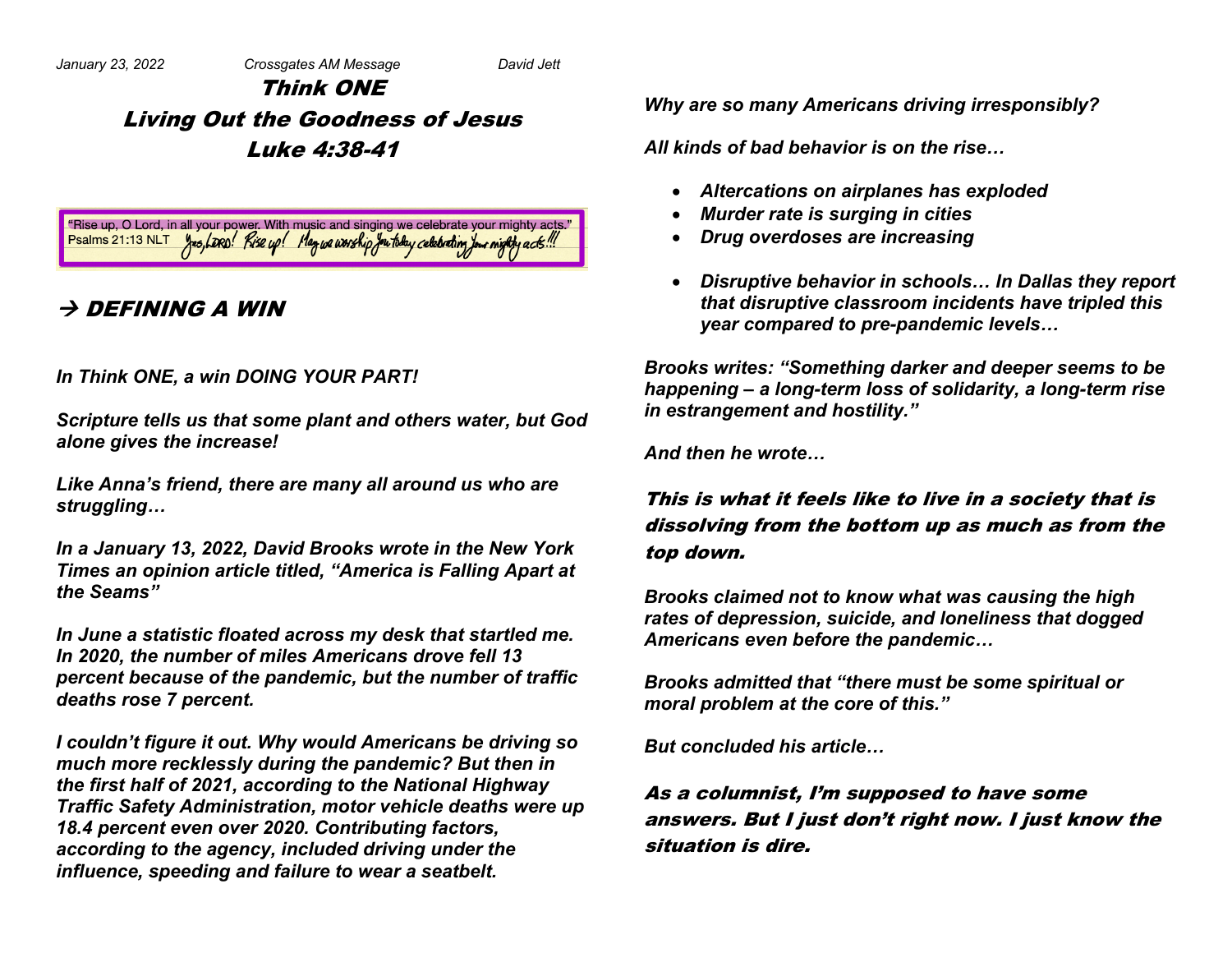*January 23, 2022 Crossgates AM Message David Jett*

# Think ONE
# Living Out the Goodness of Jesus
# Luke 4:38-41

"Rise up, O Lord, in all your power. With music and singing we celebrate your mighty acts."
Psalms 21:13 NLT *Yes, LORD! Rise up! May we worship You today celebrating Your mighty acts!!!*

## → DEFINING A WIN

***In Think ONE, a win DOING YOUR PART!***

***Scripture tells us that some plant and others water, but God alone gives the increase!***

***Like Anna's friend, there are many all around us who are struggling…***

***In a January 13, 2022, David Brooks wrote in the New York Times an opinion article titled, "America is Falling Apart at the Seams"***

***In June a statistic floated across my desk that startled me. In 2020, the number of miles Americans drove fell 13 percent because of the pandemic, but the number of traffic deaths rose 7 percent.***

***I couldn't figure it out. Why would Americans be driving so much more recklessly during the pandemic? But then in the first half of 2021, according to the National Highway Traffic Safety Administration, motor vehicle deaths were up 18.4 percent even over 2020. Contributing factors, according to the agency, included driving under the influence, speeding and failure to wear a seatbelt.***

***Why are so many Americans driving irresponsibly?***

***All kinds of bad behavior is on the rise…***

- ***Altercations on airplanes has exploded***
- ***Murder rate is surging in cities***
- ***Drug overdoses are increasing***
- ***Disruptive behavior in schools… In Dallas they report that disruptive classroom incidents have tripled this year compared to pre-pandemic levels…***

***Brooks writes: "Something darker and deeper seems to be happening – a long-term loss of solidarity, a long-term rise in estrangement and hostility."***

***And then he wrote…***

**This is what it feels like to live in a society that is dissolving from the bottom up as much as from the top down.**

***Brooks claimed not to know what was causing the high rates of depression, suicide, and loneliness that dogged Americans even before the pandemic…***

***Brooks admitted that "there must be some spiritual or moral problem at the core of this."***

***But concluded his article…***

**As a columnist, I'm supposed to have some answers. But I just don't right now. I just know the situation is dire.**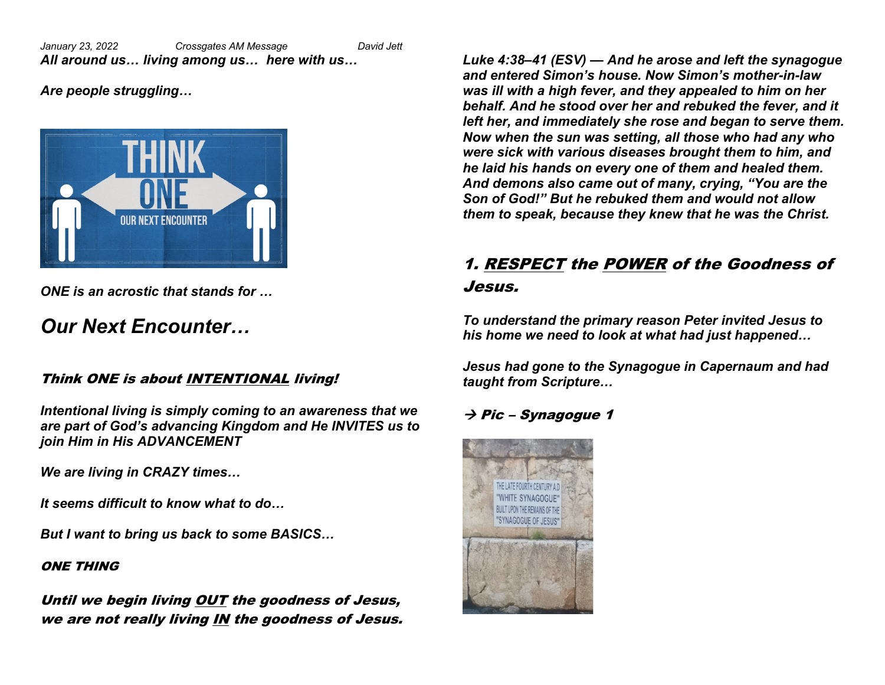January 23, 2022 Crossgates AM Message David Jett

*All around us… living among us… here with us…*

*Are people struggling…*

*ONE is an acrostic that stands for …*

## *Our Next Encounter…*

***Think ONE is about INTENTIONAL living!***

*Intentional living is simply coming to an awareness that we are part of God's advancing Kingdom and He INVITES us to join Him in His ADVANCEMENT*

*We are living in CRAZY times…*

*It seems difficult to know what to do…*

*But I want to bring us back to some BASICS…*

***ONE THING***

***Until we begin living OUT the goodness of Jesus, we are not really living IN the goodness of Jesus.***

***Luke 4:38–41 (ESV) — And he arose and left the synagogue and entered Simon's house. Now Simon's mother-in-law was ill with a high fever, and they appealed to him on her behalf. And he stood over her and rebuked the fever, and it left her, and immediately she rose and began to serve them. Now when the sun was setting, all those who had any who were sick with various diseases brought them to him, and he laid his hands on every one of them and healed them. And demons also came out of many, crying, "You are the Son of God!" But he rebuked them and would not allow them to speak, because they knew that he was the Christ.***

### *1. RESPECT the POWER of the Goodness of Jesus.*

*To understand the primary reason Peter invited Jesus to his home we need to look at what had just happened…*

*Jesus had gone to the Synagogue in Capernaum and had taught from Scripture…*

***→ Pic – Synagogue 1***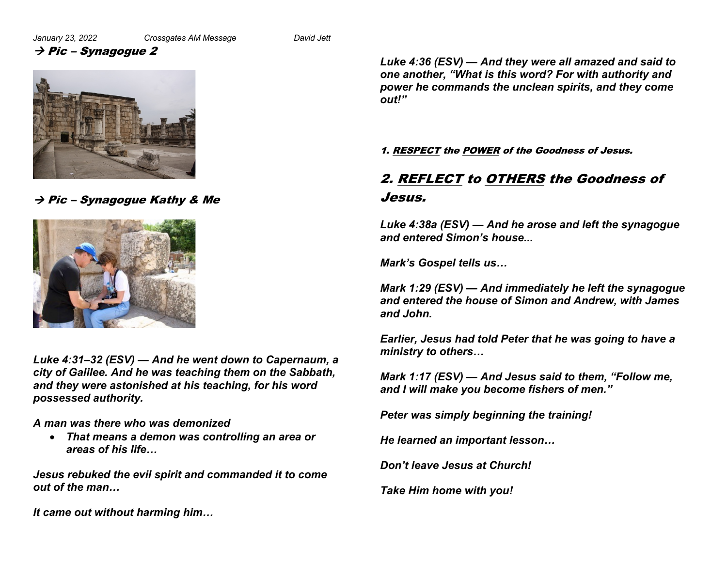***→ Pic – Synagogue 2***

***→ Pic – Synagogue Kathy & Me***

***Luke 4:31–32 (ESV) — And he went down to Capernaum, a city of Galilee. And he was teaching them on the Sabbath, and they were astonished at his teaching, for his word possessed authority.***

***A man was there who was demonized***

- ***That means a demon was controlling an area or areas of his life…***

***Jesus rebuked the evil spirit and commanded it to come out of the man…***

***It came out without harming him…***

***Luke 4:36 (ESV) — And they were all amazed and said to one another, "What is this word? For with authority and power he commands the unclean spirits, and they come out!"***

***1. RESPECT the POWER of the Goodness of Jesus.***

## ***2. REFLECT to OTHERS the Goodness of Jesus.***

***Luke 4:38a (ESV) — And he arose and left the synagogue and entered Simon's house...***

***Mark's Gospel tells us…***

***Mark 1:29 (ESV) — And immediately he left the synagogue and entered the house of Simon and Andrew, with James and John.***

***Earlier, Jesus had told Peter that he was going to have a ministry to others…***

***Mark 1:17 (ESV) — And Jesus said to them, "Follow me, and I will make you become fishers of men."***

***Peter was simply beginning the training!***

***He learned an important lesson…***

***Don't leave Jesus at Church!***

***Take Him home with you!***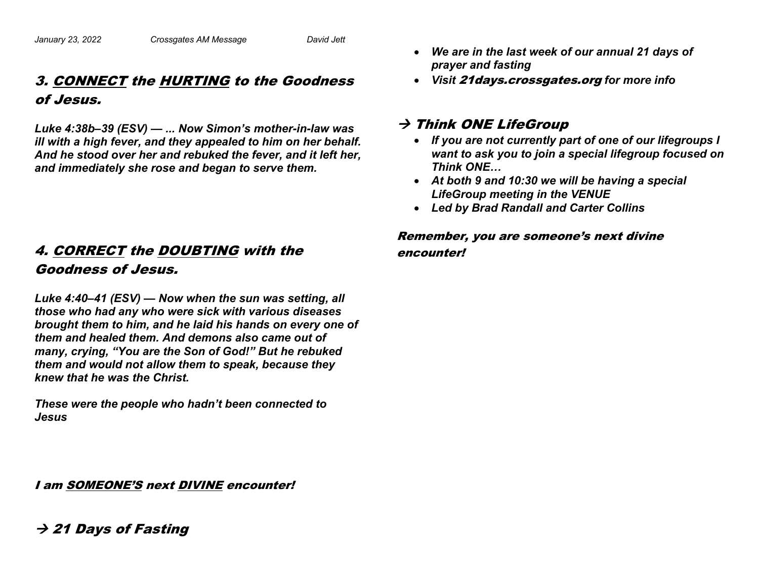## 3. <u>CONNECT</u> the <u>HURTING</u> to the Goodness of Jesus.

***Luke 4:38b–39 (ESV) — ... Now Simon's mother-in-law was ill with a high fever, and they appealed to him on her behalf. And he stood over her and rebuked the fever, and it left her, and immediately she rose and began to serve them.***

## 4. <u>CORRECT</u> the <u>DOUBTING</u> with the Goodness of Jesus.

***Luke 4:40–41 (ESV) — Now when the sun was setting, all those who had any who were sick with various diseases brought them to him, and he laid his hands on every one of them and healed them. And demons also came out of many, crying, "You are the Son of God!" But he rebuked them and would not allow them to speak, because they knew that he was the Christ.***

***These were the people who hadn't been connected to Jesus***

***I am <u>SOMEONE'S</u> next <u>DIVINE</u> encounter!***

## → 21 Days of Fasting

- ***We are in the last week of our annual 21 days of prayer and fasting***
- ***Visit 21days.crossgates.org for more info***

## → Think ONE LifeGroup

- ***If you are not currently part of one of our lifegroups I want to ask you to join a special lifegroup focused on Think ONE…***
- ***At both 9 and 10:30 we will be having a special LifeGroup meeting in the VENUE***
- ***Led by Brad Randall and Carter Collins***

***Remember, you are someone's next divine encounter!***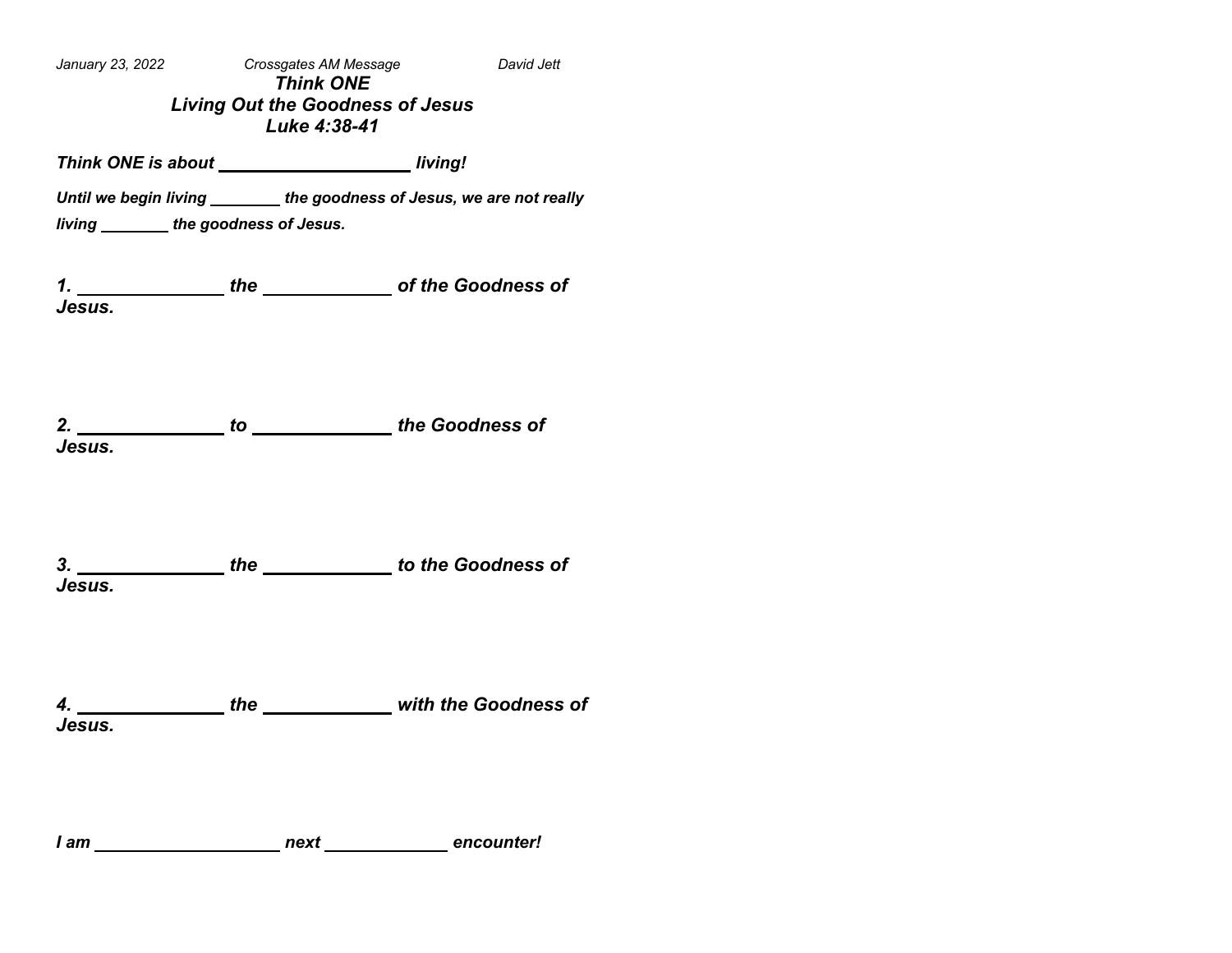*January 23, 2022 Crossgates AM Message David Jett*

## *Think ONE*
## *Living Out the Goodness of Jesus*
## *Luke 4:38-41*

***Think ONE is about ____________________ living!***

***Until we begin living ________ the goodness of Jesus, we are not really living ________ the goodness of Jesus.***

***1. ______________ the ____________ of the Goodness of Jesus.***

***2. ______________ to _____________ the Goodness of Jesus.***

***3. ______________ the ____________ to the Goodness of Jesus.***

***4. ______________ the ____________ with the Goodness of Jesus.***

***I am ___________________ next ____________ encounter!***